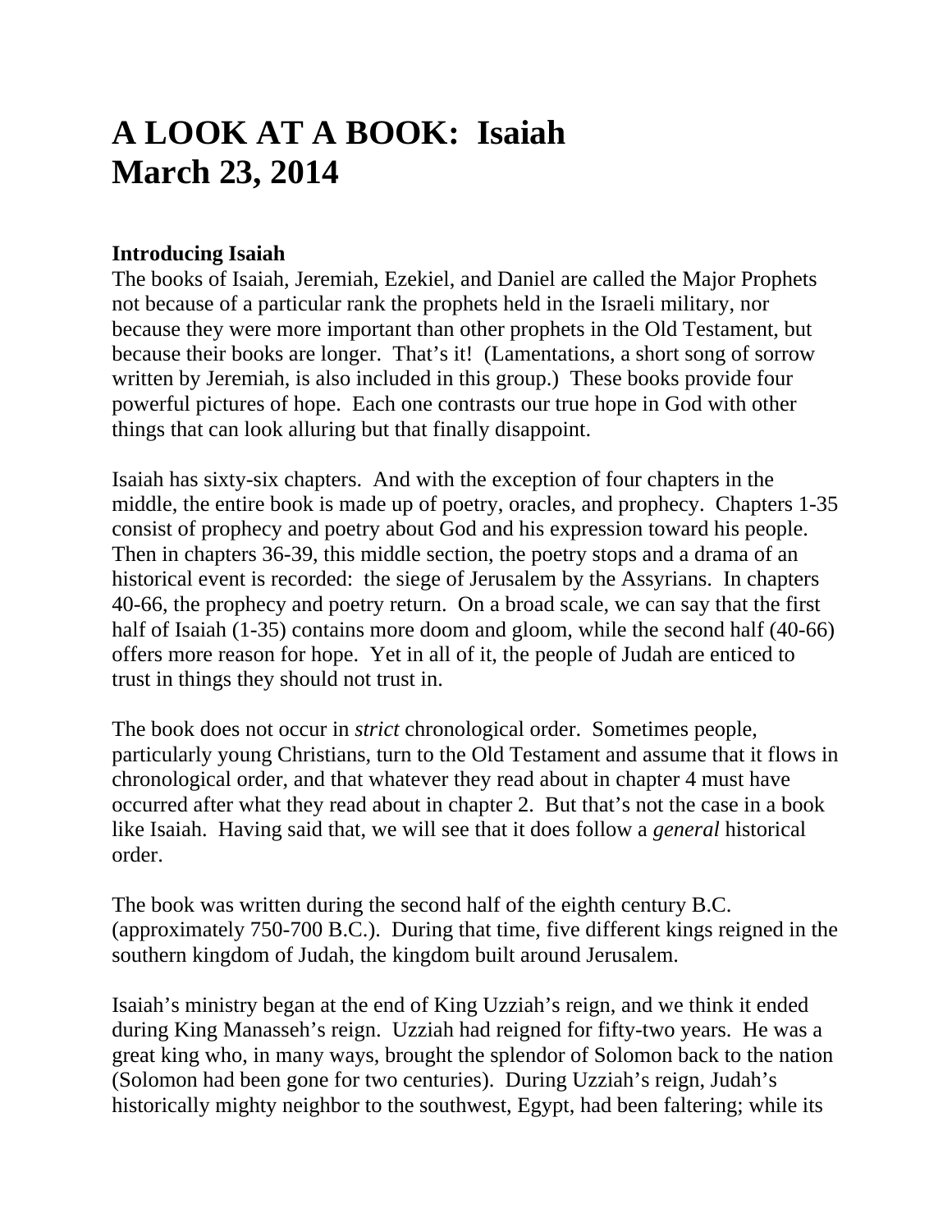# A LOOK AT A BOOK: Isaiah
# March 23, 2014

**Introducing Isaiah**

The books of Isaiah, Jeremiah, Ezekiel, and Daniel are called the Major Prophets not because of a particular rank the prophets held in the Israeli military, nor because they were more important than other prophets in the Old Testament, but because their books are longer. That's it! (Lamentations, a short song of sorrow written by Jeremiah, is also included in this group.) These books provide four powerful pictures of hope. Each one contrasts our true hope in God with other things that can look alluring but that finally disappoint.

Isaiah has sixty-six chapters. And with the exception of four chapters in the middle, the entire book is made up of poetry, oracles, and prophecy. Chapters 1-35 consist of prophecy and poetry about God and his expression toward his people. Then in chapters 36-39, this middle section, the poetry stops and a drama of an historical event is recorded: the siege of Jerusalem by the Assyrians. In chapters 40-66, the prophecy and poetry return. On a broad scale, we can say that the first half of Isaiah (1-35) contains more doom and gloom, while the second half (40-66) offers more reason for hope. Yet in all of it, the people of Judah are enticed to trust in things they should not trust in.

The book does not occur in *strict* chronological order. Sometimes people, particularly young Christians, turn to the Old Testament and assume that it flows in chronological order, and that whatever they read about in chapter 4 must have occurred after what they read about in chapter 2. But that's not the case in a book like Isaiah. Having said that, we will see that it does follow a *general* historical order.

The book was written during the second half of the eighth century B.C. (approximately 750-700 B.C.). During that time, five different kings reigned in the southern kingdom of Judah, the kingdom built around Jerusalem.

Isaiah's ministry began at the end of King Uzziah's reign, and we think it ended during King Manasseh's reign. Uzziah had reigned for fifty-two years. He was a great king who, in many ways, brought the splendor of Solomon back to the nation (Solomon had been gone for two centuries). During Uzziah's reign, Judah's historically mighty neighbor to the southwest, Egypt, had been faltering; while its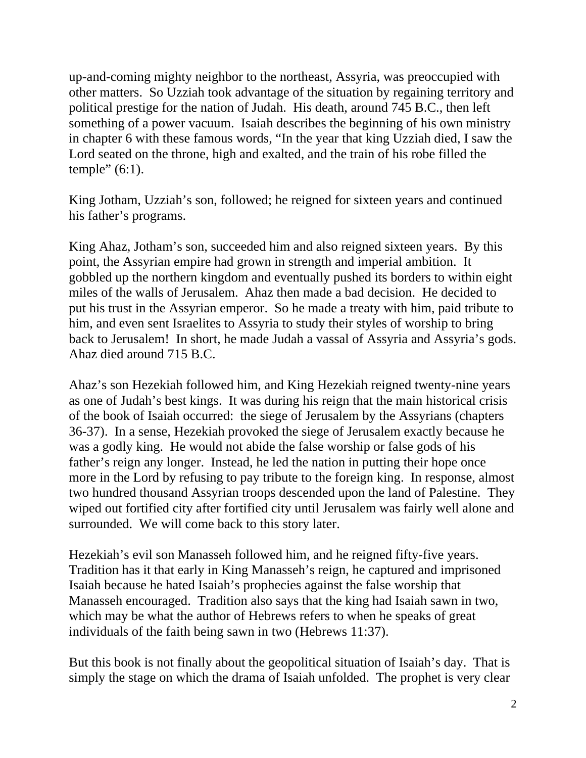up-and-coming mighty neighbor to the northeast, Assyria, was preoccupied with other matters. So Uzziah took advantage of the situation by regaining territory and political prestige for the nation of Judah. His death, around 745 B.C., then left something of a power vacuum. Isaiah describes the beginning of his own ministry in chapter 6 with these famous words, "In the year that king Uzziah died, I saw the Lord seated on the throne, high and exalted, and the train of his robe filled the temple" (6:1).

King Jotham, Uzziah's son, followed; he reigned for sixteen years and continued his father's programs.

King Ahaz, Jotham's son, succeeded him and also reigned sixteen years. By this point, the Assyrian empire had grown in strength and imperial ambition. It gobbled up the northern kingdom and eventually pushed its borders to within eight miles of the walls of Jerusalem. Ahaz then made a bad decision. He decided to put his trust in the Assyrian emperor. So he made a treaty with him, paid tribute to him, and even sent Israelites to Assyria to study their styles of worship to bring back to Jerusalem! In short, he made Judah a vassal of Assyria and Assyria's gods. Ahaz died around 715 B.C.

Ahaz's son Hezekiah followed him, and King Hezekiah reigned twenty-nine years as one of Judah's best kings. It was during his reign that the main historical crisis of the book of Isaiah occurred: the siege of Jerusalem by the Assyrians (chapters 36-37). In a sense, Hezekiah provoked the siege of Jerusalem exactly because he was a godly king. He would not abide the false worship or false gods of his father's reign any longer. Instead, he led the nation in putting their hope once more in the Lord by refusing to pay tribute to the foreign king. In response, almost two hundred thousand Assyrian troops descended upon the land of Palestine. They wiped out fortified city after fortified city until Jerusalem was fairly well alone and surrounded. We will come back to this story later.

Hezekiah's evil son Manasseh followed him, and he reigned fifty-five years. Tradition has it that early in King Manasseh's reign, he captured and imprisoned Isaiah because he hated Isaiah's prophecies against the false worship that Manasseh encouraged. Tradition also says that the king had Isaiah sawn in two, which may be what the author of Hebrews refers to when he speaks of great individuals of the faith being sawn in two (Hebrews 11:37).

But this book is not finally about the geopolitical situation of Isaiah's day. That is simply the stage on which the drama of Isaiah unfolded. The prophet is very clear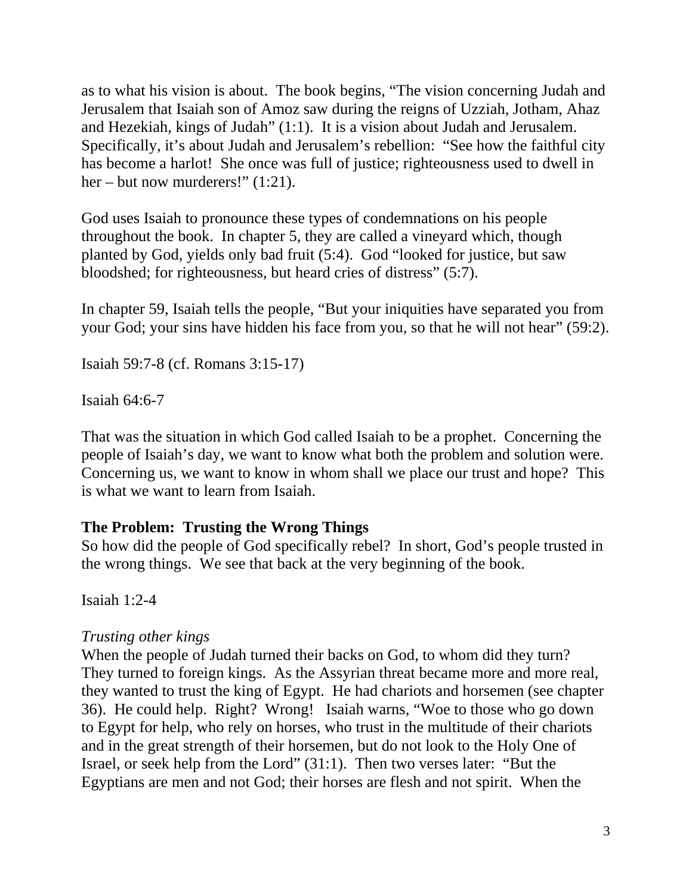as to what his vision is about. The book begins, "The vision concerning Judah and Jerusalem that Isaiah son of Amoz saw during the reigns of Uzziah, Jotham, Ahaz and Hezekiah, kings of Judah" (1:1). It is a vision about Judah and Jerusalem. Specifically, it's about Judah and Jerusalem's rebellion: "See how the faithful city has become a harlot! She once was full of justice; righteousness used to dwell in her – but now murderers!" (1:21).

God uses Isaiah to pronounce these types of condemnations on his people throughout the book. In chapter 5, they are called a vineyard which, though planted by God, yields only bad fruit (5:4). God "looked for justice, but saw bloodshed; for righteousness, but heard cries of distress" (5:7).

In chapter 59, Isaiah tells the people, "But your iniquities have separated you from your God; your sins have hidden his face from you, so that he will not hear" (59:2).

Isaiah 59:7-8 (cf. Romans 3:15-17)

Isaiah 64:6-7

That was the situation in which God called Isaiah to be a prophet. Concerning the people of Isaiah's day, we want to know what both the problem and solution were. Concerning us, we want to know in whom shall we place our trust and hope? This is what we want to learn from Isaiah.

## The Problem: Trusting the Wrong Things

So how did the people of God specifically rebel? In short, God's people trusted in the wrong things. We see that back at the very beginning of the book.

Isaiah 1:2-4

*Trusting other kings*

When the people of Judah turned their backs on God, to whom did they turn? They turned to foreign kings. As the Assyrian threat became more and more real, they wanted to trust the king of Egypt. He had chariots and horsemen (see chapter 36). He could help. Right? Wrong! Isaiah warns, "Woe to those who go down to Egypt for help, who rely on horses, who trust in the multitude of their chariots and in the great strength of their horsemen, but do not look to the Holy One of Israel, or seek help from the Lord" (31:1). Then two verses later: "But the Egyptians are men and not God; their horses are flesh and not spirit. When the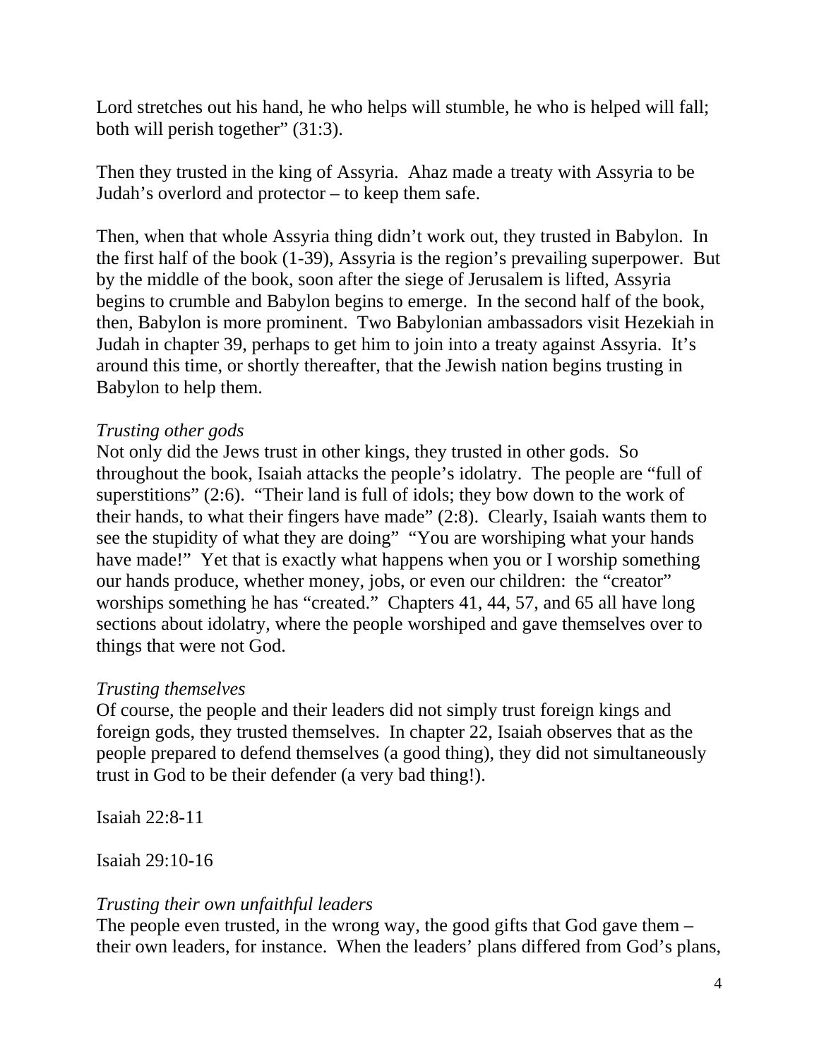Lord stretches out his hand, he who helps will stumble, he who is helped will fall; both will perish together" (31:3).

Then they trusted in the king of Assyria. Ahaz made a treaty with Assyria to be Judah's overlord and protector – to keep them safe.

Then, when that whole Assyria thing didn't work out, they trusted in Babylon. In the first half of the book (1-39), Assyria is the region's prevailing superpower. But by the middle of the book, soon after the siege of Jerusalem is lifted, Assyria begins to crumble and Babylon begins to emerge. In the second half of the book, then, Babylon is more prominent. Two Babylonian ambassadors visit Hezekiah in Judah in chapter 39, perhaps to get him to join into a treaty against Assyria. It's around this time, or shortly thereafter, that the Jewish nation begins trusting in Babylon to help them.

*Trusting other gods*
Not only did the Jews trust in other kings, they trusted in other gods. So throughout the book, Isaiah attacks the people's idolatry. The people are "full of superstitions" (2:6). "Their land is full of idols; they bow down to the work of their hands, to what their fingers have made" (2:8). Clearly, Isaiah wants them to see the stupidity of what they are doing" "You are worshiping what your hands have made!" Yet that is exactly what happens when you or I worship something our hands produce, whether money, jobs, or even our children: the "creator" worships something he has "created." Chapters 41, 44, 57, and 65 all have long sections about idolatry, where the people worshiped and gave themselves over to things that were not God.

*Trusting themselves*
Of course, the people and their leaders did not simply trust foreign kings and foreign gods, they trusted themselves. In chapter 22, Isaiah observes that as the people prepared to defend themselves (a good thing), they did not simultaneously trust in God to be their defender (a very bad thing!).

Isaiah 22:8-11

Isaiah 29:10-16

*Trusting their own unfaithful leaders*
The people even trusted, in the wrong way, the good gifts that God gave them – their own leaders, for instance. When the leaders' plans differed from God's plans,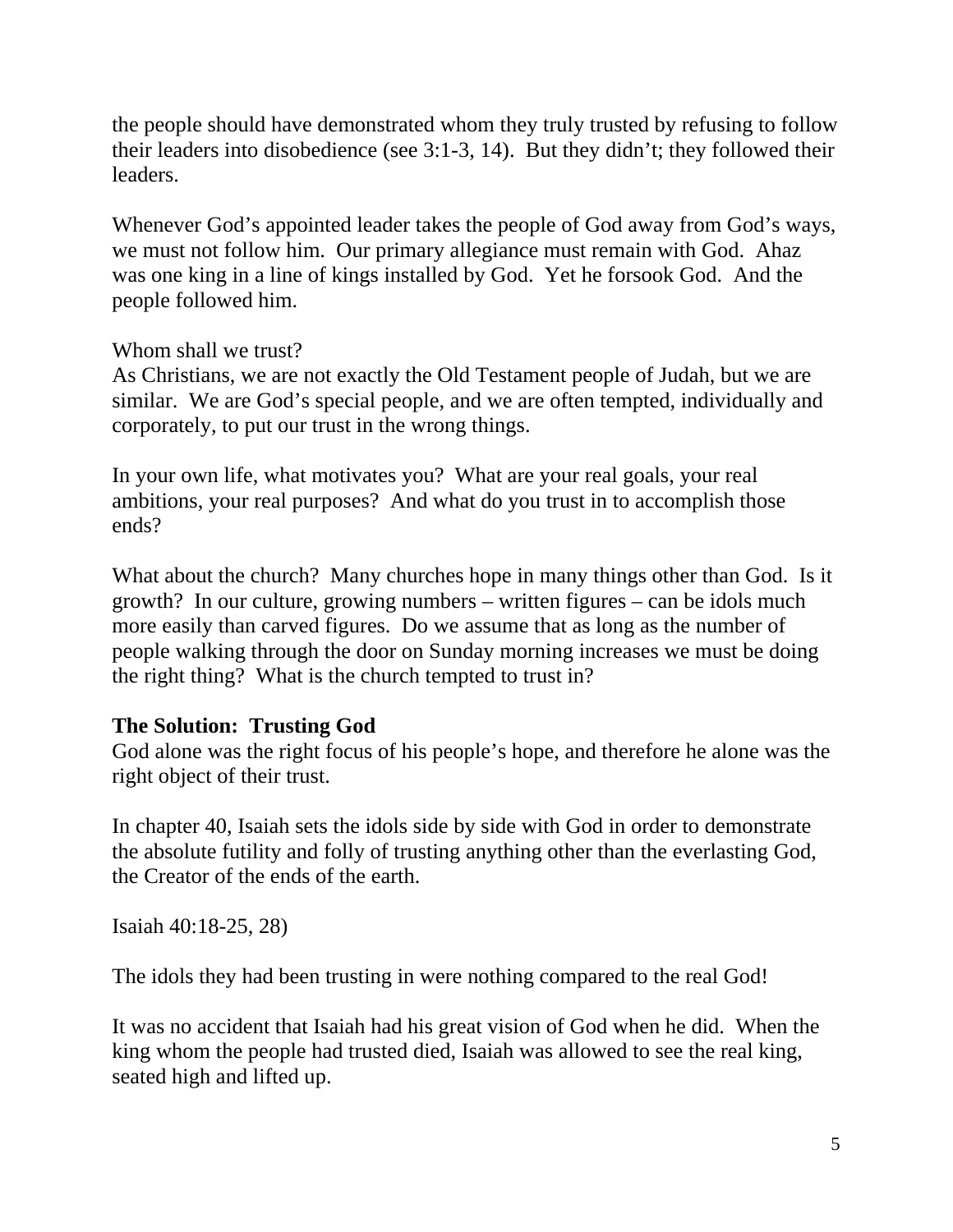the people should have demonstrated whom they truly trusted by refusing to follow their leaders into disobedience (see 3:1-3, 14). But they didn't; they followed their leaders.

Whenever God's appointed leader takes the people of God away from God's ways, we must not follow him. Our primary allegiance must remain with God. Ahaz was one king in a line of kings installed by God. Yet he forsook God. And the people followed him.

Whom shall we trust?
As Christians, we are not exactly the Old Testament people of Judah, but we are similar. We are God's special people, and we are often tempted, individually and corporately, to put our trust in the wrong things.

In your own life, what motivates you? What are your real goals, your real ambitions, your real purposes? And what do you trust in to accomplish those ends?

What about the church? Many churches hope in many things other than God. Is it growth? In our culture, growing numbers – written figures – can be idols much more easily than carved figures. Do we assume that as long as the number of people walking through the door on Sunday morning increases we must be doing the right thing? What is the church tempted to trust in?

**The Solution: Trusting God**
God alone was the right focus of his people's hope, and therefore he alone was the right object of their trust.

In chapter 40, Isaiah sets the idols side by side with God in order to demonstrate the absolute futility and folly of trusting anything other than the everlasting God, the Creator of the ends of the earth.

Isaiah 40:18-25, 28)

The idols they had been trusting in were nothing compared to the real God!

It was no accident that Isaiah had his great vision of God when he did. When the king whom the people had trusted died, Isaiah was allowed to see the real king, seated high and lifted up.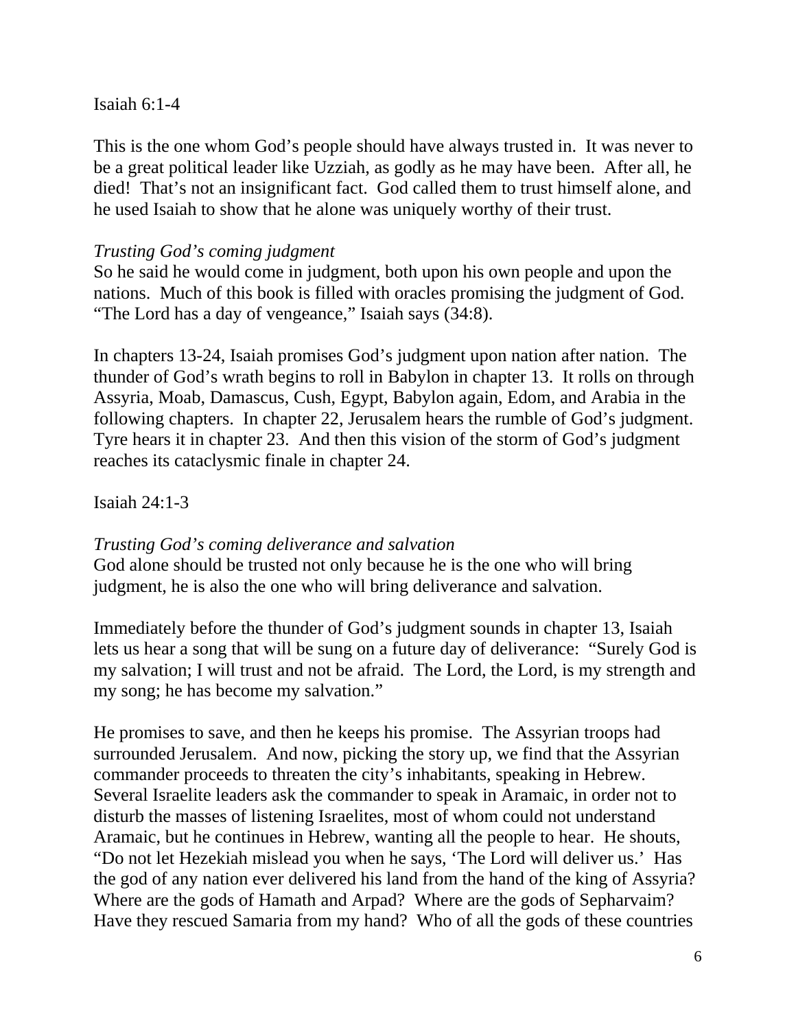Isaiah 6:1-4

This is the one whom God's people should have always trusted in.  It was never to be a great political leader like Uzziah, as godly as he may have been.  After all, he died!  That's not an insignificant fact.  God called them to trust himself alone, and he used Isaiah to show that he alone was uniquely worthy of their trust.

*Trusting God's coming judgment*
So he said he would come in judgment, both upon his own people and upon the nations.  Much of this book is filled with oracles promising the judgment of God.  "The Lord has a day of vengeance," Isaiah says (34:8).

In chapters 13-24, Isaiah promises God's judgment upon nation after nation.  The thunder of God's wrath begins to roll in Babylon in chapter 13.  It rolls on through Assyria, Moab, Damascus, Cush, Egypt, Babylon again, Edom, and Arabia in the following chapters.  In chapter 22, Jerusalem hears the rumble of God's judgment.  Tyre hears it in chapter 23.  And then this vision of the storm of God's judgment reaches its cataclysmic finale in chapter 24.

Isaiah 24:1-3

*Trusting God's coming deliverance and salvation*
God alone should be trusted not only because he is the one who will bring judgment, he is also the one who will bring deliverance and salvation.

Immediately before the thunder of God's judgment sounds in chapter 13, Isaiah lets us hear a song that will be sung on a future day of deliverance:  "Surely God is my salvation; I will trust and not be afraid.  The Lord, the Lord, is my strength and my song; he has become my salvation."

He promises to save, and then he keeps his promise.  The Assyrian troops had surrounded Jerusalem.  And now, picking the story up, we find that the Assyrian commander proceeds to threaten the city's inhabitants, speaking in Hebrew.  Several Israelite leaders ask the commander to speak in Aramaic, in order not to disturb the masses of listening Israelites, most of whom could not understand Aramaic, but he continues in Hebrew, wanting all the people to hear.  He shouts, "Do not let Hezekiah mislead you when he says, 'The Lord will deliver us.'  Has the god of any nation ever delivered his land from the hand of the king of Assyria?  Where are the gods of Hamath and Arpad?  Where are the gods of Sepharvaim?  Have they rescued Samaria from my hand?  Who of all the gods of these countries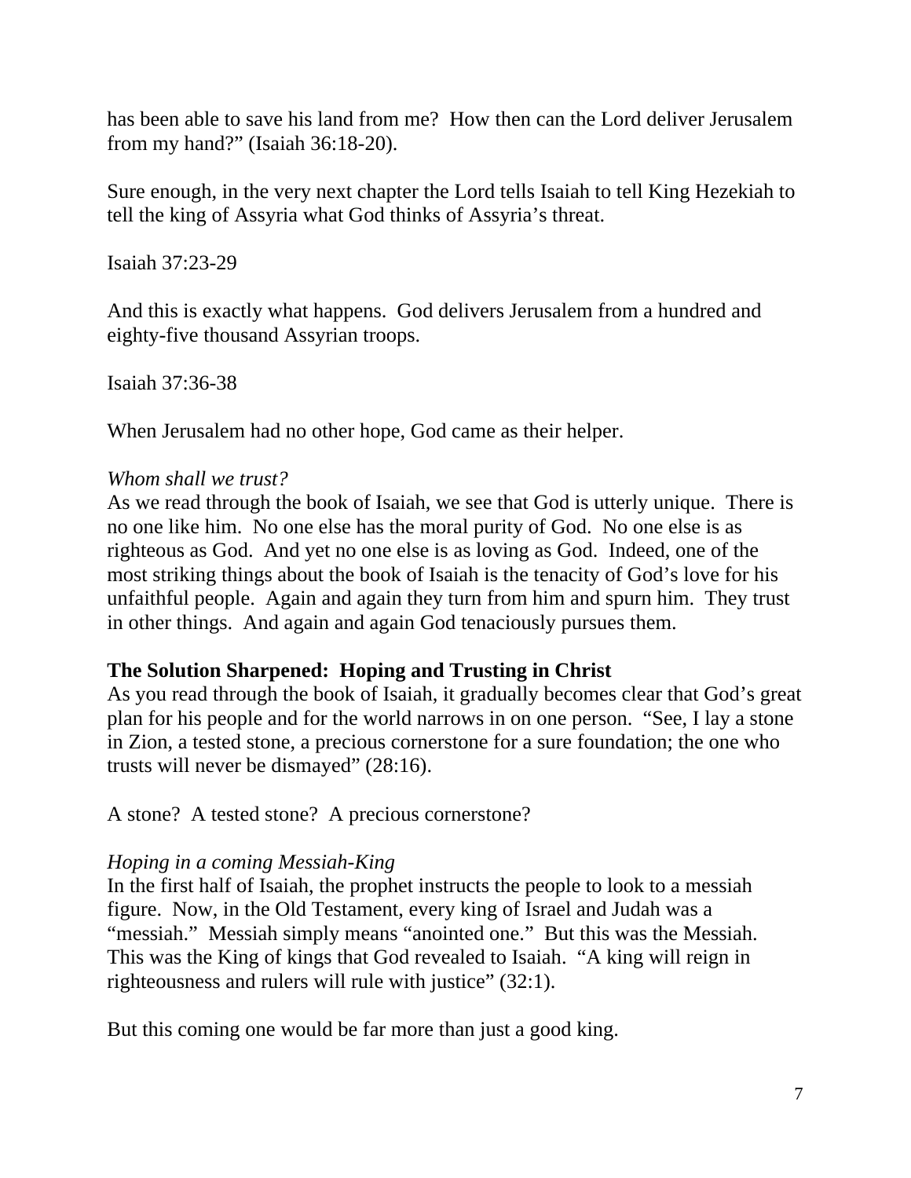has been able to save his land from me? How then can the Lord deliver Jerusalem from my hand?" (Isaiah 36:18-20).

Sure enough, in the very next chapter the Lord tells Isaiah to tell King Hezekiah to tell the king of Assyria what God thinks of Assyria's threat.

Isaiah 37:23-29

And this is exactly what happens. God delivers Jerusalem from a hundred and eighty-five thousand Assyrian troops.

Isaiah 37:36-38

When Jerusalem had no other hope, God came as their helper.

*Whom shall we trust?*

As we read through the book of Isaiah, we see that God is utterly unique. There is no one like him. No one else has the moral purity of God. No one else is as righteous as God. And yet no one else is as loving as God. Indeed, one of the most striking things about the book of Isaiah is the tenacity of God's love for his unfaithful people. Again and again they turn from him and spurn him. They trust in other things. And again and again God tenaciously pursues them.

**The Solution Sharpened: Hoping and Trusting in Christ**

As you read through the book of Isaiah, it gradually becomes clear that God's great plan for his people and for the world narrows in on one person. "See, I lay a stone in Zion, a tested stone, a precious cornerstone for a sure foundation; the one who trusts will never be dismayed" (28:16).

A stone? A tested stone? A precious cornerstone?

*Hoping in a coming Messiah-King*

In the first half of Isaiah, the prophet instructs the people to look to a messiah figure. Now, in the Old Testament, every king of Israel and Judah was a "messiah." Messiah simply means "anointed one." But this was the Messiah. This was the King of kings that God revealed to Isaiah. "A king will reign in righteousness and rulers will rule with justice" (32:1).

But this coming one would be far more than just a good king.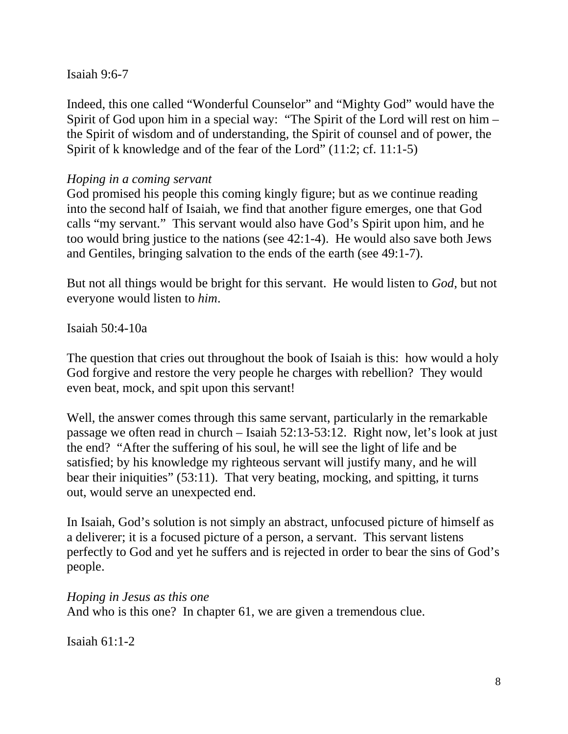Isaiah 9:6-7

Indeed, this one called "Wonderful Counselor" and "Mighty God" would have the Spirit of God upon him in a special way: "The Spirit of the Lord will rest on him – the Spirit of wisdom and of understanding, the Spirit of counsel and of power, the Spirit of k knowledge and of the fear of the Lord" (11:2; cf. 11:1-5)

*Hoping in a coming servant*
God promised his people this coming kingly figure; but as we continue reading into the second half of Isaiah, we find that another figure emerges, one that God calls "my servant." This servant would also have God's Spirit upon him, and he too would bring justice to the nations (see 42:1-4). He would also save both Jews and Gentiles, bringing salvation to the ends of the earth (see 49:1-7).

But not all things would be bright for this servant. He would listen to *God*, but not everyone would listen to *him*.

Isaiah 50:4-10a

The question that cries out throughout the book of Isaiah is this: how would a holy God forgive and restore the very people he charges with rebellion? They would even beat, mock, and spit upon this servant!

Well, the answer comes through this same servant, particularly in the remarkable passage we often read in church – Isaiah 52:13-53:12. Right now, let's look at just the end? "After the suffering of his soul, he will see the light of life and be satisfied; by his knowledge my righteous servant will justify many, and he will bear their iniquities" (53:11). That very beating, mocking, and spitting, it turns out, would serve an unexpected end.

In Isaiah, God's solution is not simply an abstract, unfocused picture of himself as a deliverer; it is a focused picture of a person, a servant. This servant listens perfectly to God and yet he suffers and is rejected in order to bear the sins of God's people.

*Hoping in Jesus as this one*
And who is this one? In chapter 61, we are given a tremendous clue.

Isaiah 61:1-2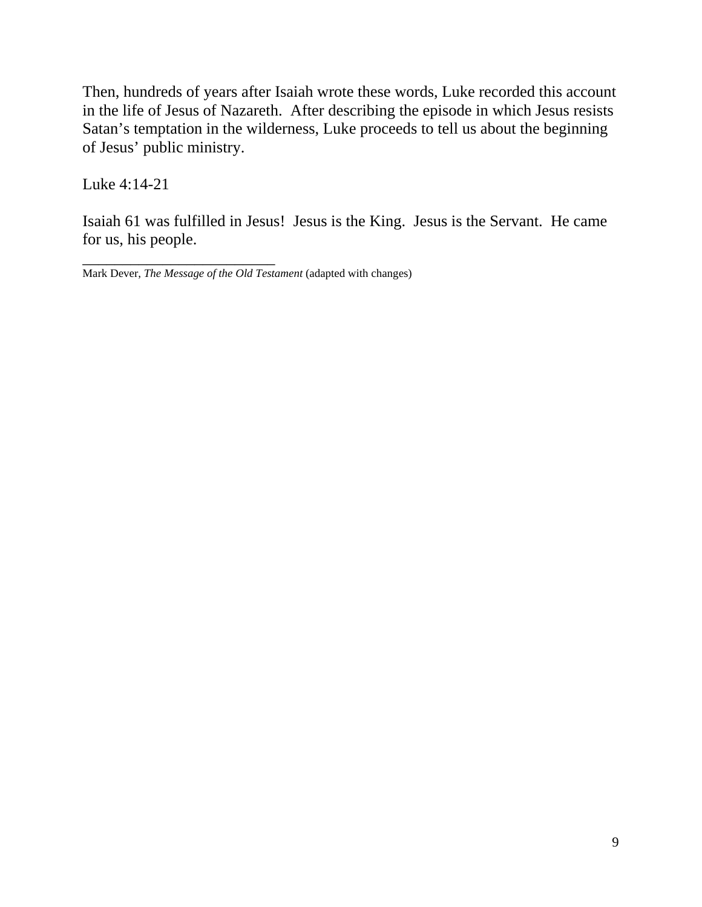Then, hundreds of years after Isaiah wrote these words, Luke recorded this account in the life of Jesus of Nazareth. After describing the episode in which Jesus resists Satan's temptation in the wilderness, Luke proceeds to tell us about the beginning of Jesus' public ministry.

Luke 4:14-21

Isaiah 61 was fulfilled in Jesus! Jesus is the King. Jesus is the Servant. He came for us, his people.

___________________________

Mark Dever, *The Message of the Old Testament* (adapted with changes)